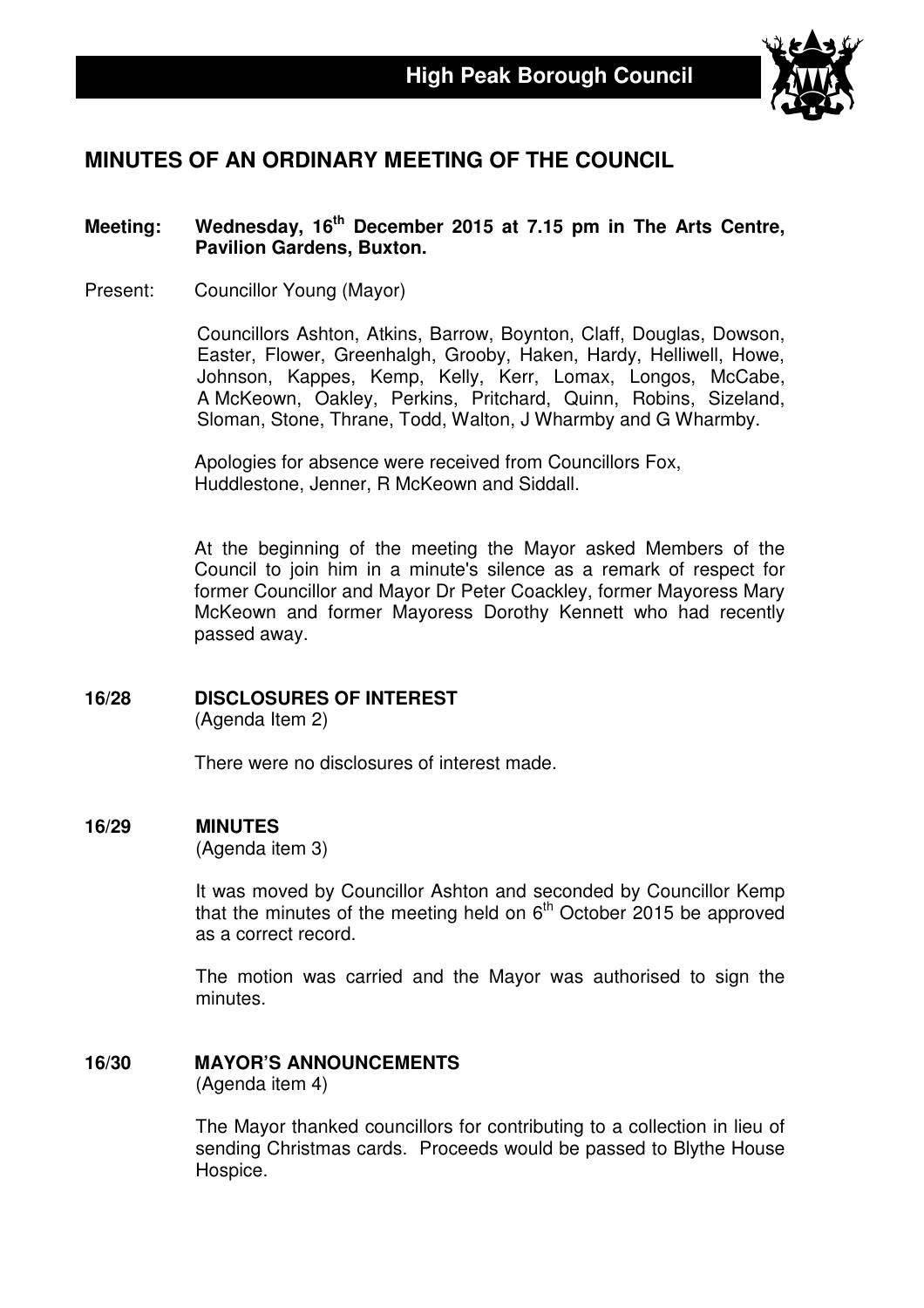# High Peak Borough Council

## MINUTES OF AN ORDINARY MEETING OF THE COUNCIL

**Meeting: Wednesday, 16th December 2015 at 7.15 pm in The Arts Centre, Pavilion Gardens, Buxton.**

Present: Councillor Young (Mayor)

Councillors Ashton, Atkins, Barrow, Boynton, Claff, Douglas, Dowson, Easter, Flower, Greenhalgh, Grooby, Haken, Hardy, Helliwell, Howe, Johnson, Kappes, Kemp, Kelly, Kerr, Lomax, Longos, McCabe, A McKeown, Oakley, Perkins, Pritchard, Quinn, Robins, Sizeland, Sloman, Stone, Thrane, Todd, Walton, J Wharmby and G Wharmby.

Apologies for absence were received from Councillors Fox, Huddlestone, Jenner, R McKeown and Siddall.

At the beginning of the meeting the Mayor asked Members of the Council to join him in a minute's silence as a remark of respect for former Councillor and Mayor Dr Peter Coackley, former Mayoress Mary McKeown and former Mayoress Dorothy Kennett who had recently passed away.

### 16/28 DISCLOSURES OF INTEREST
(Agenda Item 2)

There were no disclosures of interest made.

### 16/29 MINUTES
(Agenda item 3)

It was moved by Councillor Ashton and seconded by Councillor Kemp that the minutes of the meeting held on 6th October 2015 be approved as a correct record.

The motion was carried and the Mayor was authorised to sign the minutes.

### 16/30 MAYOR'S ANNOUNCEMENTS
(Agenda item 4)

The Mayor thanked councillors for contributing to a collection in lieu of sending Christmas cards. Proceeds would be passed to Blythe House Hospice.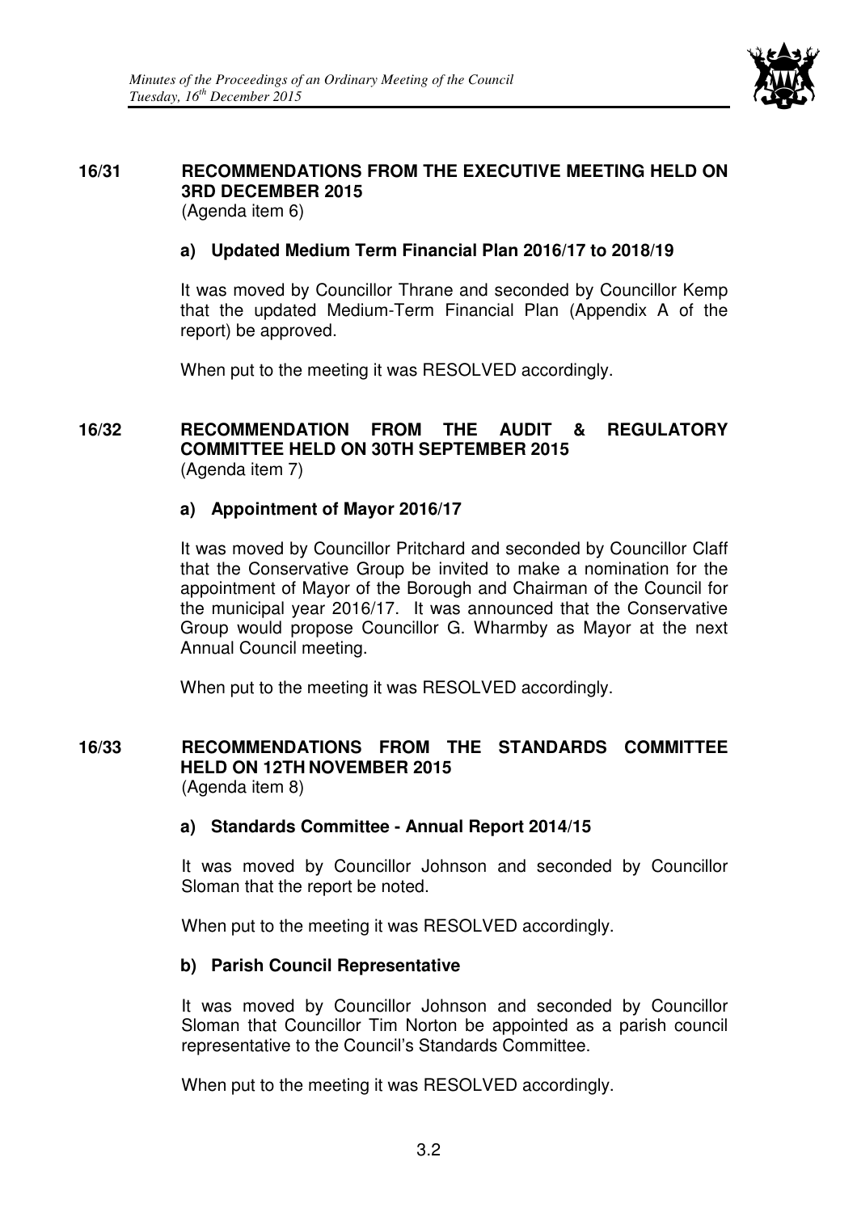## 16/31 RECOMMENDATIONS FROM THE EXECUTIVE MEETING HELD ON 3RD DECEMBER 2015

(Agenda item 6)

### a) Updated Medium Term Financial Plan 2016/17 to 2018/19

It was moved by Councillor Thrane and seconded by Councillor Kemp that the updated Medium-Term Financial Plan (Appendix A of the report) be approved.

When put to the meeting it was RESOLVED accordingly.

## 16/32 RECOMMENDATION FROM THE AUDIT & REGULATORY COMMITTEE HELD ON 30TH SEPTEMBER 2015

(Agenda item 7)

### a) Appointment of Mayor 2016/17

It was moved by Councillor Pritchard and seconded by Councillor Claff that the Conservative Group be invited to make a nomination for the appointment of Mayor of the Borough and Chairman of the Council for the municipal year 2016/17. It was announced that the Conservative Group would propose Councillor G. Wharmby as Mayor at the next Annual Council meeting.

When put to the meeting it was RESOLVED accordingly.

## 16/33 RECOMMENDATIONS FROM THE STANDARDS COMMITTEE HELD ON 12TH NOVEMBER 2015

(Agenda item 8)

### a) Standards Committee - Annual Report 2014/15

It was moved by Councillor Johnson and seconded by Councillor Sloman that the report be noted.

When put to the meeting it was RESOLVED accordingly.

### b) Parish Council Representative

It was moved by Councillor Johnson and seconded by Councillor Sloman that Councillor Tim Norton be appointed as a parish council representative to the Council's Standards Committee.

When put to the meeting it was RESOLVED accordingly.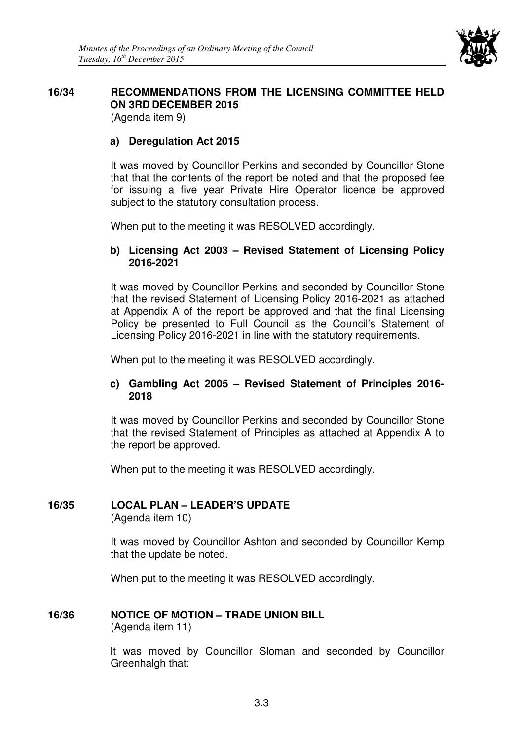## 16/34 RECOMMENDATIONS FROM THE LICENSING COMMITTEE HELD ON 3RD DECEMBER 2015

(Agenda item 9)

### a) Deregulation Act 2015

It was moved by Councillor Perkins and seconded by Councillor Stone that that the contents of the report be noted and that the proposed fee for issuing a five year Private Hire Operator licence be approved subject to the statutory consultation process.

When put to the meeting it was RESOLVED accordingly.

### b) Licensing Act 2003 – Revised Statement of Licensing Policy 2016-2021

It was moved by Councillor Perkins and seconded by Councillor Stone that the revised Statement of Licensing Policy 2016-2021 as attached at Appendix A of the report be approved and that the final Licensing Policy be presented to Full Council as the Council's Statement of Licensing Policy 2016-2021 in line with the statutory requirements.

When put to the meeting it was RESOLVED accordingly.

### c) Gambling Act 2005 – Revised Statement of Principles 2016-2018

It was moved by Councillor Perkins and seconded by Councillor Stone that the revised Statement of Principles as attached at Appendix A to the report be approved.

When put to the meeting it was RESOLVED accordingly.

## 16/35 LOCAL PLAN – LEADER'S UPDATE

(Agenda item 10)

It was moved by Councillor Ashton and seconded by Councillor Kemp that the update be noted.

When put to the meeting it was RESOLVED accordingly.

## 16/36 NOTICE OF MOTION – TRADE UNION BILL

(Agenda item 11)

It was moved by Councillor Sloman and seconded by Councillor Greenhalgh that: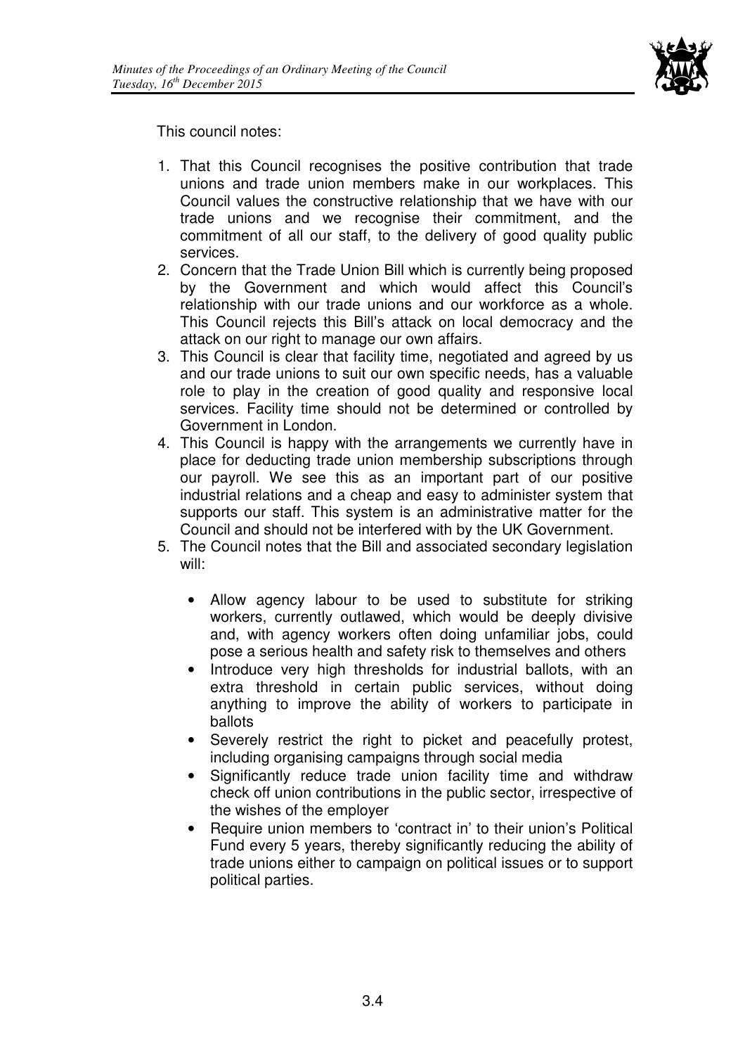This council notes:

1. That this Council recognises the positive contribution that trade unions and trade union members make in our workplaces. This Council values the constructive relationship that we have with our trade unions and we recognise their commitment, and the commitment of all our staff, to the delivery of good quality public services.
2. Concern that the Trade Union Bill which is currently being proposed by the Government and which would affect this Council's relationship with our trade unions and our workforce as a whole. This Council rejects this Bill's attack on local democracy and the attack on our right to manage our own affairs.
3. This Council is clear that facility time, negotiated and agreed by us and our trade unions to suit our own specific needs, has a valuable role to play in the creation of good quality and responsive local services. Facility time should not be determined or controlled by Government in London.
4. This Council is happy with the arrangements we currently have in place for deducting trade union membership subscriptions through our payroll. We see this as an important part of our positive industrial relations and a cheap and easy to administer system that supports our staff. This system is an administrative matter for the Council and should not be interfered with by the UK Government.
5. The Council notes that the Bill and associated secondary legislation will:

   - Allow agency labour to be used to substitute for striking workers, currently outlawed, which would be deeply divisive and, with agency workers often doing unfamiliar jobs, could pose a serious health and safety risk to themselves and others
   - Introduce very high thresholds for industrial ballots, with an extra threshold in certain public services, without doing anything to improve the ability of workers to participate in ballots
   - Severely restrict the right to picket and peacefully protest, including organising campaigns through social media
   - Significantly reduce trade union facility time and withdraw check off union contributions in the public sector, irrespective of the wishes of the employer
   - Require union members to 'contract in' to their union's Political Fund every 5 years, thereby significantly reducing the ability of trade unions either to campaign on political issues or to support political parties.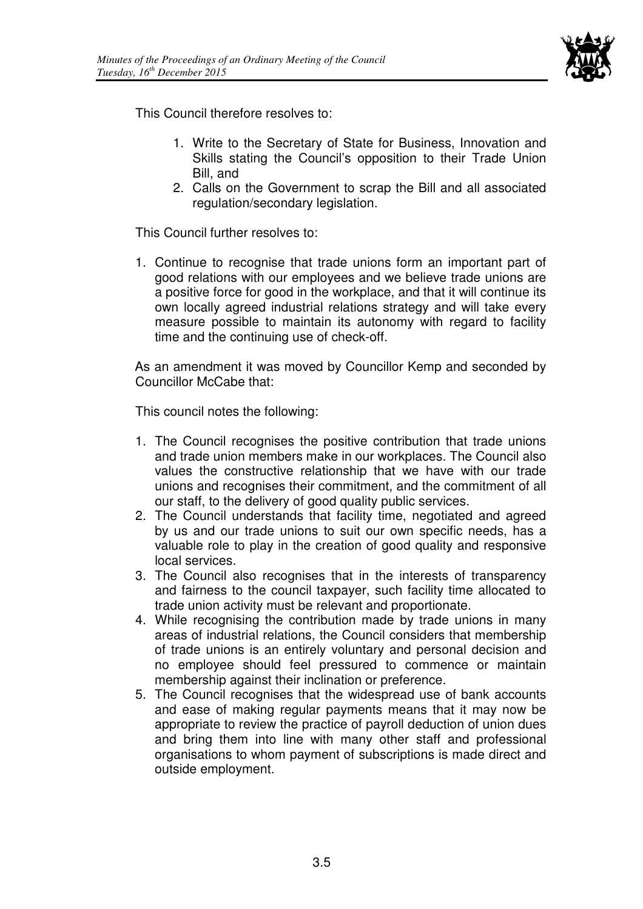This Council therefore resolves to:

1. Write to the Secretary of State for Business, Innovation and Skills stating the Council's opposition to their Trade Union Bill, and
2. Calls on the Government to scrap the Bill and all associated regulation/secondary legislation.

This Council further resolves to:

1. Continue to recognise that trade unions form an important part of good relations with our employees and we believe trade unions are a positive force for good in the workplace, and that it will continue its own locally agreed industrial relations strategy and will take every measure possible to maintain its autonomy with regard to facility time and the continuing use of check-off.

As an amendment it was moved by Councillor Kemp and seconded by Councillor McCabe that:

This council notes the following:

1. The Council recognises the positive contribution that trade unions and trade union members make in our workplaces. The Council also values the constructive relationship that we have with our trade unions and recognises their commitment, and the commitment of all our staff, to the delivery of good quality public services.
2. The Council understands that facility time, negotiated and agreed by us and our trade unions to suit our own specific needs, has a valuable role to play in the creation of good quality and responsive local services.
3. The Council also recognises that in the interests of transparency and fairness to the council taxpayer, such facility time allocated to trade union activity must be relevant and proportionate.
4. While recognising the contribution made by trade unions in many areas of industrial relations, the Council considers that membership of trade unions is an entirely voluntary and personal decision and no employee should feel pressured to commence or maintain membership against their inclination or preference.
5. The Council recognises that the widespread use of bank accounts and ease of making regular payments means that it may now be appropriate to review the practice of payroll deduction of union dues and bring them into line with many other staff and professional organisations to whom payment of subscriptions is made direct and outside employment.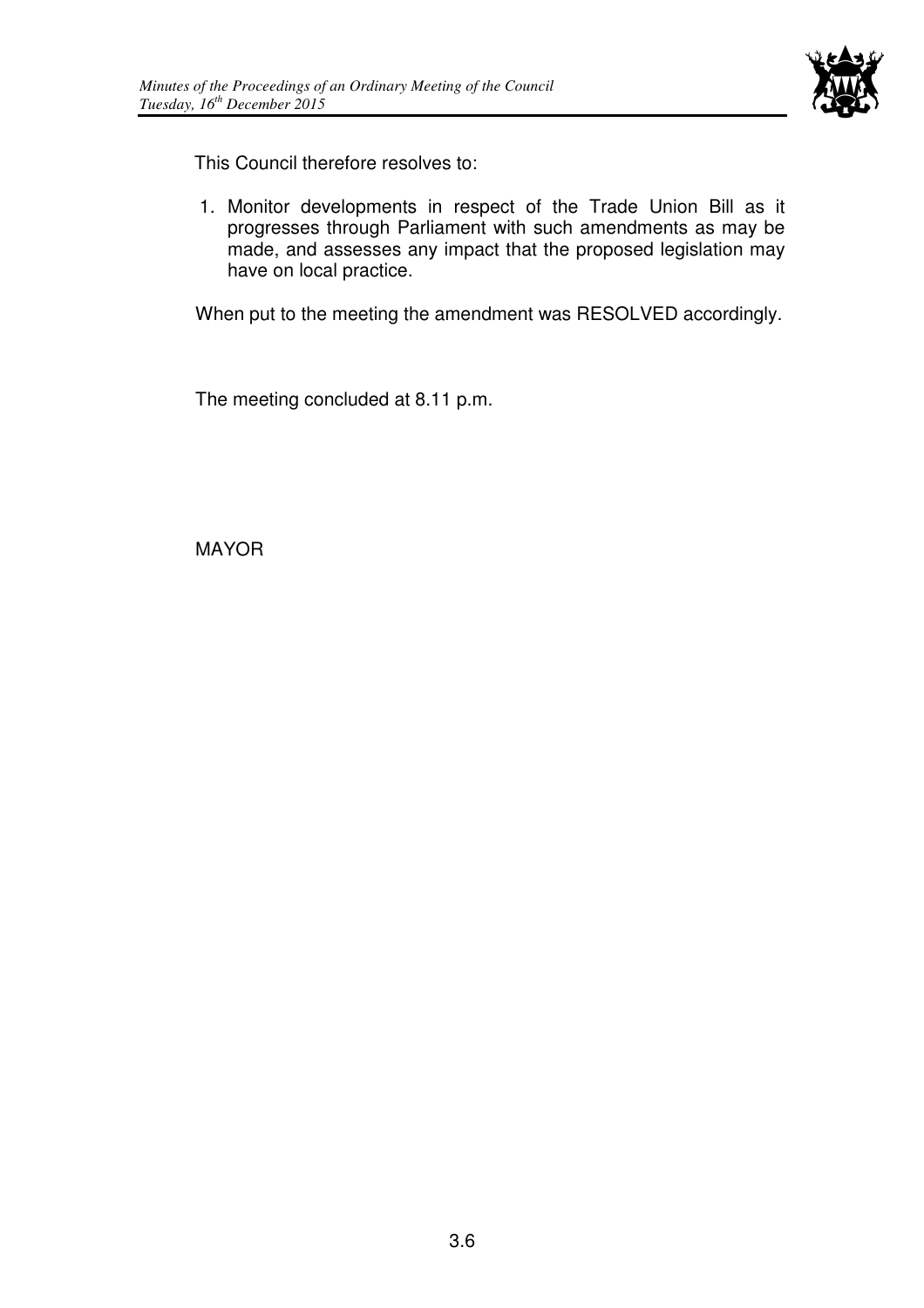This Council therefore resolves to:

1. Monitor developments in respect of the Trade Union Bill as it progresses through Parliament with such amendments as may be made, and assesses any impact that the proposed legislation may have on local practice.

When put to the meeting the amendment was RESOLVED accordingly.

The meeting concluded at 8.11 p.m.

MAYOR